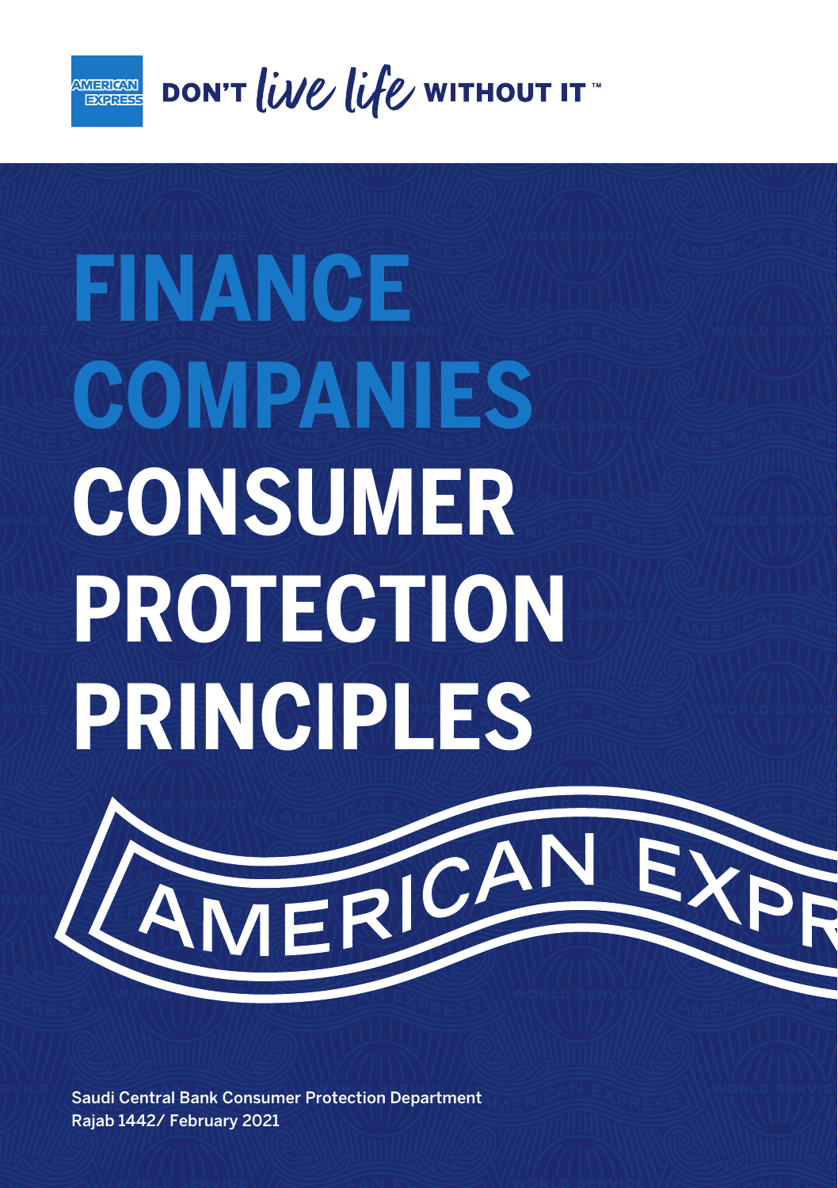AMERICAN EXPRESS

DON'T *live life* WITHOUT IT™

# FINANCE COMPANIES CONSUMER PROTECTION PRINCIPLES

AMERICAN EXPR

Saudi Central Bank Consumer Protection Department
Rajab 1442/ February 2021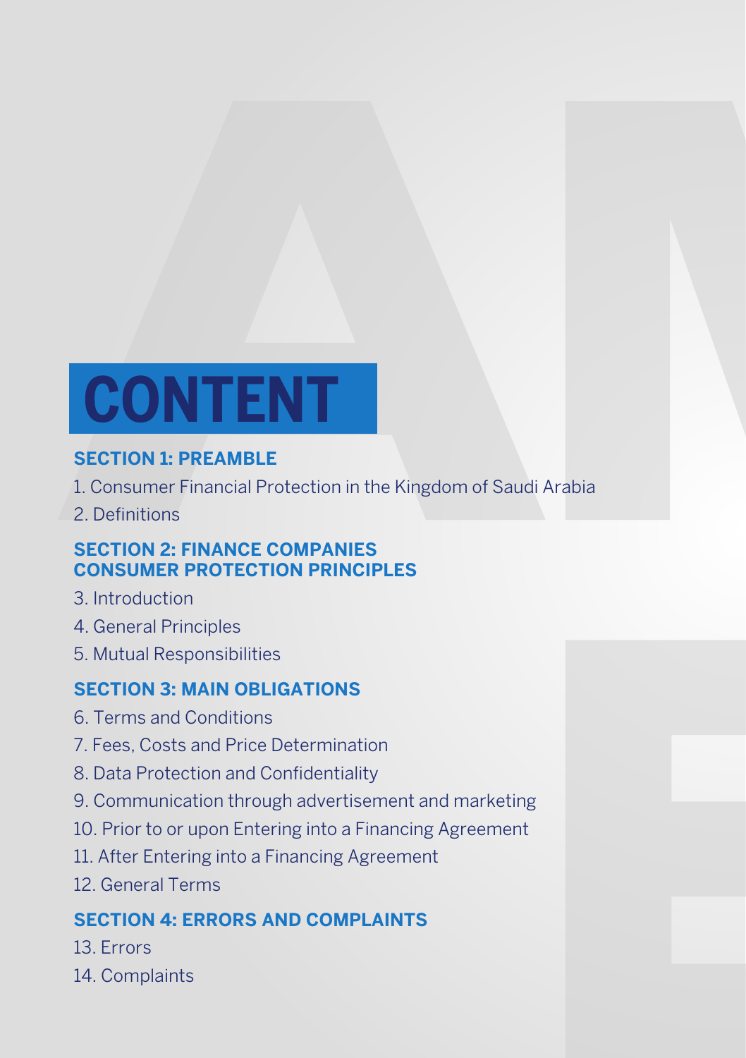# CONTENT

## SECTION 1: PREAMBLE

1. Consumer Financial Protection in the Kingdom of Saudi Arabia
2. Definitions

## SECTION 2: FINANCE COMPANIES CONSUMER PROTECTION PRINCIPLES

3. Introduction
4. General Principles
5. Mutual Responsibilities

## SECTION 3: MAIN OBLIGATIONS

6. Terms and Conditions
7. Fees, Costs and Price Determination
8. Data Protection and Confidentiality
9. Communication through advertisement and marketing
10. Prior to or upon Entering into a Financing Agreement
11. After Entering into a Financing Agreement
12. General Terms

## SECTION 4: ERRORS AND COMPLAINTS

13. Errors
14. Complaints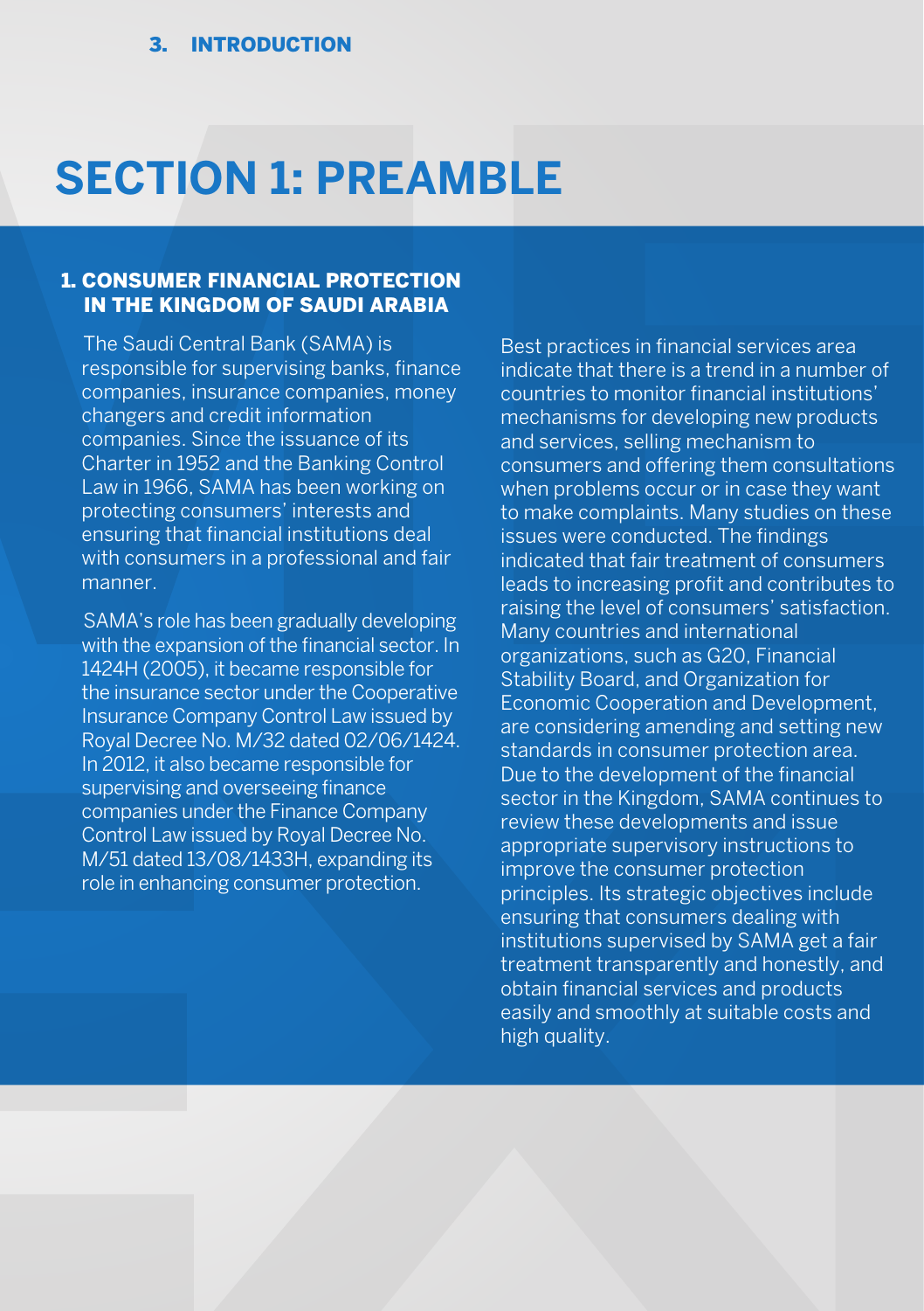# 3. INTRODUCTION

# SECTION 1: PREAMBLE

## 1. CONSUMER FINANCIAL PROTECTION IN THE KINGDOM OF SAUDI ARABIA

The Saudi Central Bank (SAMA) is responsible for supervising banks, finance companies, insurance companies, money changers and credit information companies. Since the issuance of its Charter in 1952 and the Banking Control Law in 1966, SAMA has been working on protecting consumers' interests and ensuring that financial institutions deal with consumers in a professional and fair manner.

SAMA's role has been gradually developing with the expansion of the financial sector. In 1424H (2005), it became responsible for the insurance sector under the Cooperative Insurance Company Control Law issued by Royal Decree No. M/32 dated 02/06/1424. In 2012, it also became responsible for supervising and overseeing finance companies under the Finance Company Control Law issued by Royal Decree No. M/51 dated 13/08/1433H, expanding its role in enhancing consumer protection.

Best practices in financial services area indicate that there is a trend in a number of countries to monitor financial institutions' mechanisms for developing new products and services, selling mechanism to consumers and offering them consultations when problems occur or in case they want to make complaints. Many studies on these issues were conducted. The findings indicated that fair treatment of consumers leads to increasing profit and contributes to raising the level of consumers' satisfaction. Many countries and international organizations, such as G20, Financial Stability Board, and Organization for Economic Cooperation and Development, are considering amending and setting new standards in consumer protection area. Due to the development of the financial sector in the Kingdom, SAMA continues to review these developments and issue appropriate supervisory instructions to improve the consumer protection principles. Its strategic objectives include ensuring that consumers dealing with institutions supervised by SAMA get a fair treatment transparently and honestly, and obtain financial services and products easily and smoothly at suitable costs and high quality.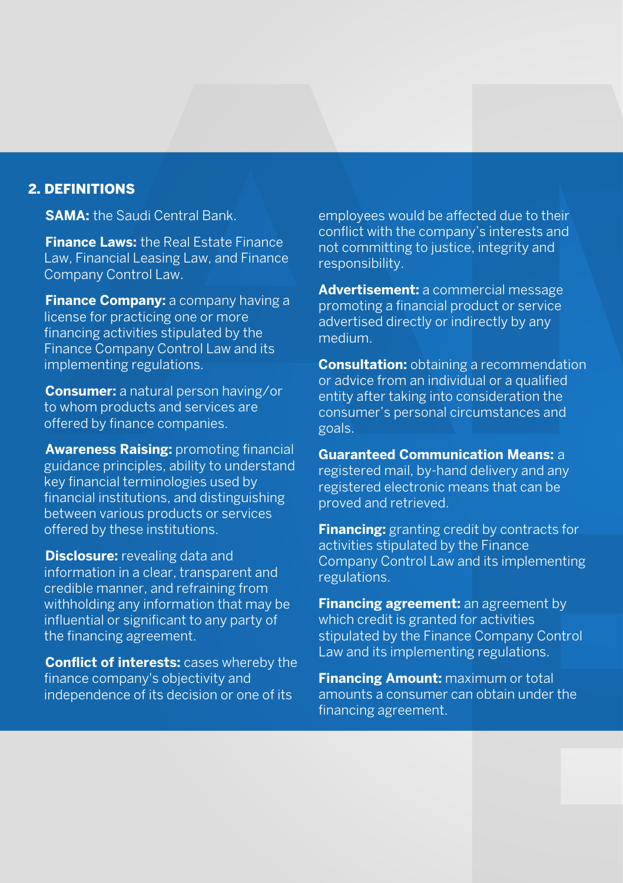## 2. DEFINITIONS

**SAMA:** the Saudi Central Bank.

**Finance Laws:** the Real Estate Finance Law, Financial Leasing Law, and Finance Company Control Law.

**Finance Company:** a company having a license for practicing one or more financing activities stipulated by the Finance Company Control Law and its implementing regulations.

**Consumer:** a natural person having/or to whom products and services are offered by finance companies.

**Awareness Raising:** promoting financial guidance principles, ability to understand key financial terminologies used by financial institutions, and distinguishing between various products or services offered by these institutions.

**Disclosure:** revealing data and information in a clear, transparent and credible manner, and refraining from withholding any information that may be influential or significant to any party of the financing agreement.

**Conflict of interests:** cases whereby the finance company's objectivity and independence of its decision or one of its employees would be affected due to their conflict with the company's interests and not committing to justice, integrity and responsibility.

**Advertisement:** a commercial message promoting a financial product or service advertised directly or indirectly by any medium.

**Consultation:** obtaining a recommendation or advice from an individual or a qualified entity after taking into consideration the consumer's personal circumstances and goals.

**Guaranteed Communication Means:** a registered mail, by-hand delivery and any registered electronic means that can be proved and retrieved.

**Financing:** granting credit by contracts for activities stipulated by the Finance Company Control Law and its implementing regulations.

**Financing agreement:** an agreement by which credit is granted for activities stipulated by the Finance Company Control Law and its implementing regulations.

**Financing Amount:** maximum or total amounts a consumer can obtain under the financing agreement.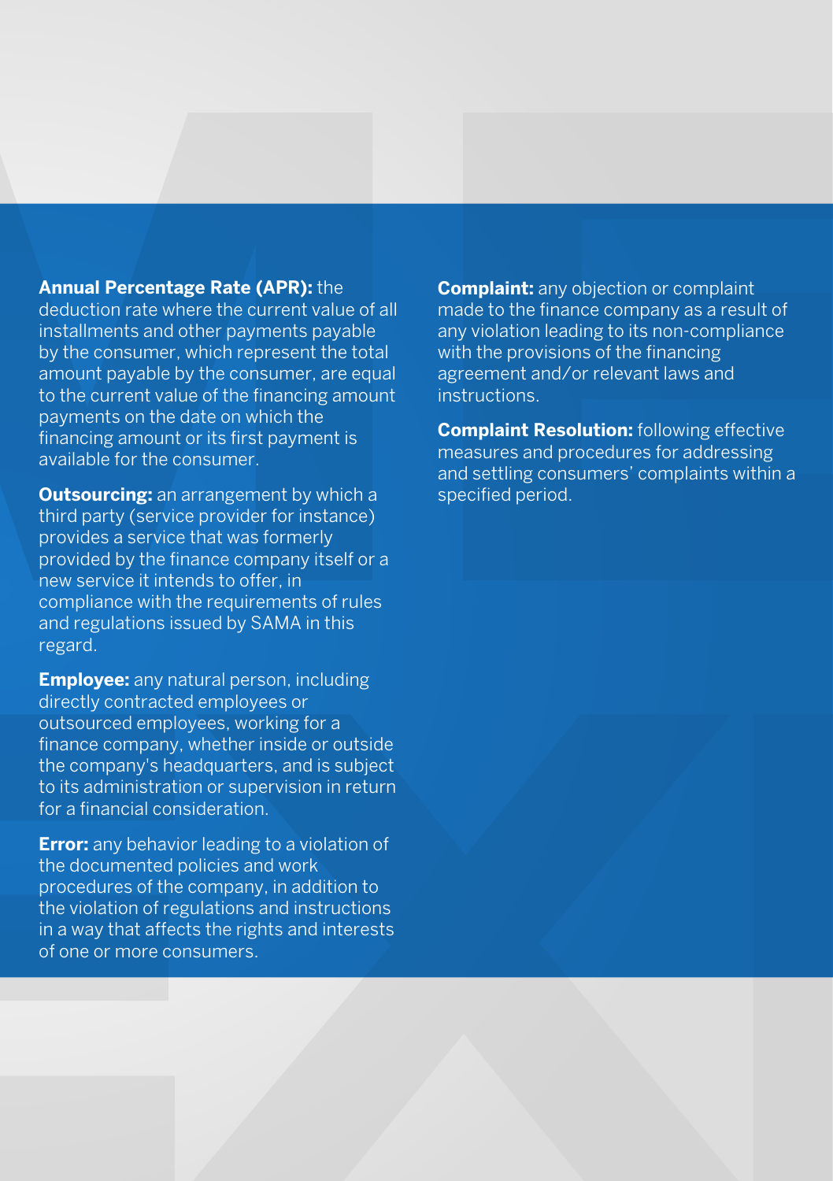**Annual Percentage Rate (APR):** the deduction rate where the current value of all installments and other payments payable by the consumer, which represent the total amount payable by the consumer, are equal to the current value of the financing amount payments on the date on which the financing amount or its first payment is available for the consumer.

**Outsourcing:** an arrangement by which a third party (service provider for instance) provides a service that was formerly provided by the finance company itself or a new service it intends to offer, in compliance with the requirements of rules and regulations issued by SAMA in this regard.

**Employee:** any natural person, including directly contracted employees or outsourced employees, working for a finance company, whether inside or outside the company's headquarters, and is subject to its administration or supervision in return for a financial consideration.

**Error:** any behavior leading to a violation of the documented policies and work procedures of the company, in addition to the violation of regulations and instructions in a way that affects the rights and interests of one or more consumers.

**Complaint:** any objection or complaint made to the finance company as a result of any violation leading to its non-compliance with the provisions of the financing agreement and/or relevant laws and instructions.

**Complaint Resolution:** following effective measures and procedures for addressing and settling consumers' complaints within a specified period.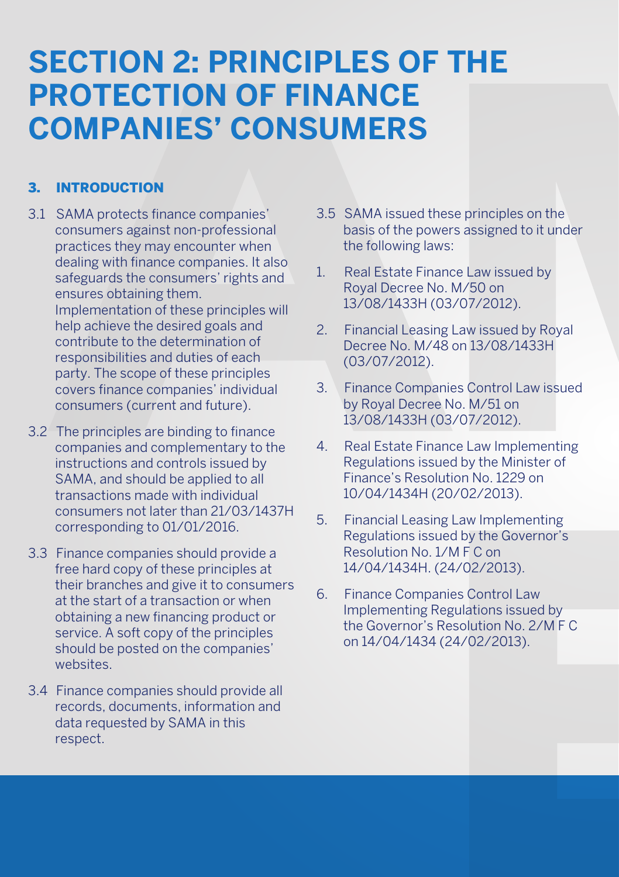# SECTION 2: PRINCIPLES OF THE PROTECTION OF FINANCE COMPANIES' CONSUMERS

### 3. INTRODUCTION

3.1 SAMA protects finance companies' consumers against non-professional practices they may encounter when dealing with finance companies. It also safeguards the consumers' rights and ensures obtaining them. Implementation of these principles will help achieve the desired goals and contribute to the determination of responsibilities and duties of each party. The scope of these principles covers finance companies' individual consumers (current and future).

3.2 The principles are binding to finance companies and complementary to the instructions and controls issued by SAMA, and should be applied to all transactions made with individual consumers not later than 21/03/1437H corresponding to 01/01/2016.

3.3 Finance companies should provide a free hard copy of these principles at their branches and give it to consumers at the start of a transaction or when obtaining a new financing product or service. A soft copy of the principles should be posted on the companies' websites.

3.4 Finance companies should provide all records, documents, information and data requested by SAMA in this respect.

3.5 SAMA issued these principles on the basis of the powers assigned to it under the following laws:

1. Real Estate Finance Law issued by Royal Decree No. M/50 on 13/08/1433H (03/07/2012).
2. Financial Leasing Law issued by Royal Decree No. M/48 on 13/08/1433H (03/07/2012).
3. Finance Companies Control Law issued by Royal Decree No. M/51 on 13/08/1433H (03/07/2012).
4. Real Estate Finance Law Implementing Regulations issued by the Minister of Finance's Resolution No. 1229 on 10/04/1434H (20/02/2013).
5. Financial Leasing Law Implementing Regulations issued by the Governor's Resolution No. 1/M F C on 14/04/1434H. (24/02/2013).
6. Finance Companies Control Law Implementing Regulations issued by the Governor's Resolution No. 2/M F C on 14/04/1434 (24/02/2013).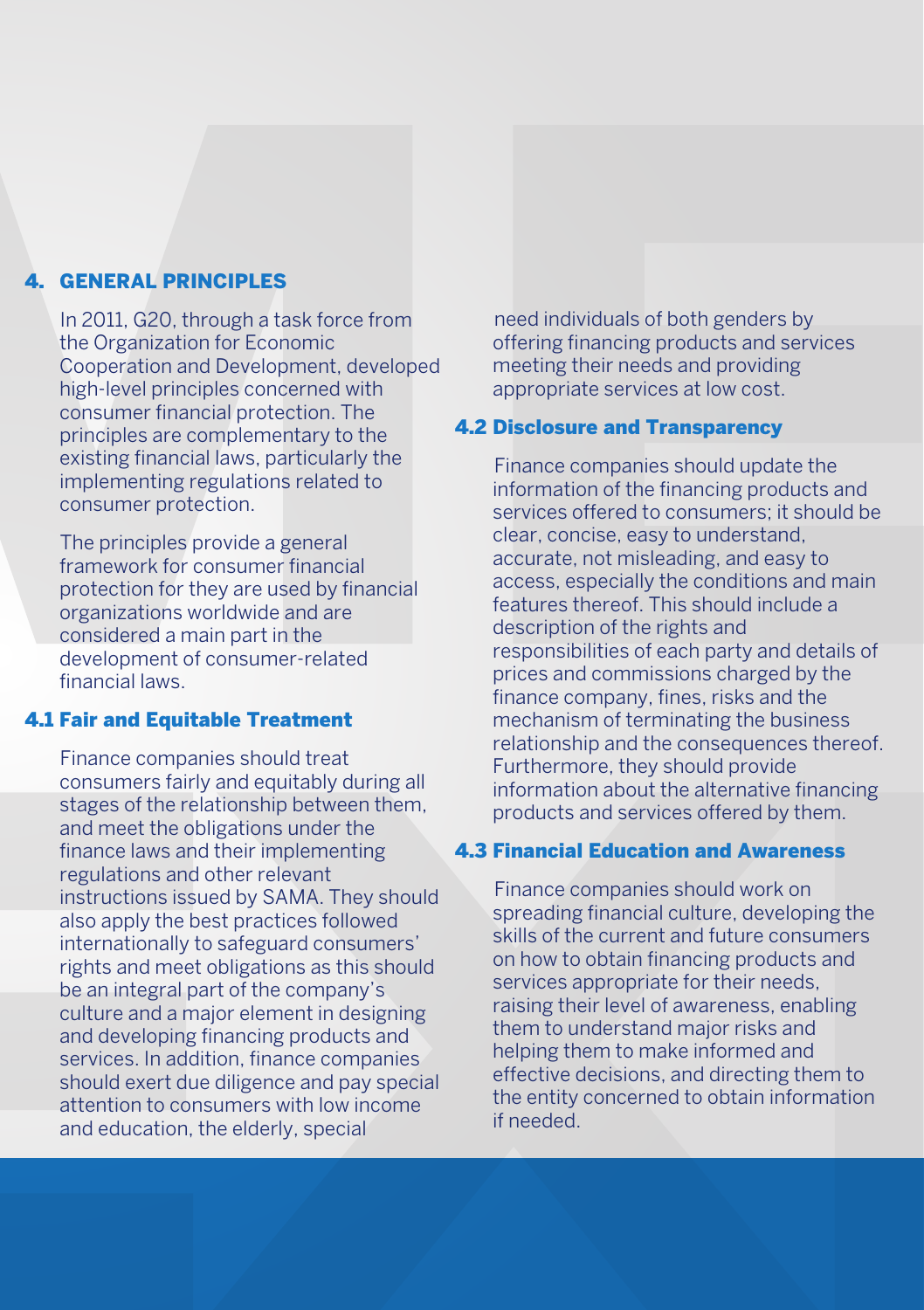## 4. GENERAL PRINCIPLES

In 2011, G20, through a task force from the Organization for Economic Cooperation and Development, developed high-level principles concerned with consumer financial protection. The principles are complementary to the existing financial laws, particularly the implementing regulations related to consumer protection.

The principles provide a general framework for consumer financial protection for they are used by financial organizations worldwide and are considered a main part in the development of consumer-related financial laws.

### 4.1 Fair and Equitable Treatment

Finance companies should treat consumers fairly and equitably during all stages of the relationship between them, and meet the obligations under the finance laws and their implementing regulations and other relevant instructions issued by SAMA. They should also apply the best practices followed internationally to safeguard consumers' rights and meet obligations as this should be an integral part of the company's culture and a major element in designing and developing financing products and services. In addition, finance companies should exert due diligence and pay special attention to consumers with low income and education, the elderly, special need individuals of both genders by offering financing products and services meeting their needs and providing appropriate services at low cost.

### 4.2 Disclosure and Transparency

Finance companies should update the information of the financing products and services offered to consumers; it should be clear, concise, easy to understand, accurate, not misleading, and easy to access, especially the conditions and main features thereof. This should include a description of the rights and responsibilities of each party and details of prices and commissions charged by the finance company, fines, risks and the mechanism of terminating the business relationship and the consequences thereof. Furthermore, they should provide information about the alternative financing products and services offered by them.

### 4.3 Financial Education and Awareness

Finance companies should work on spreading financial culture, developing the skills of the current and future consumers on how to obtain financing products and services appropriate for their needs, raising their level of awareness, enabling them to understand major risks and helping them to make informed and effective decisions, and directing them to the entity concerned to obtain information if needed.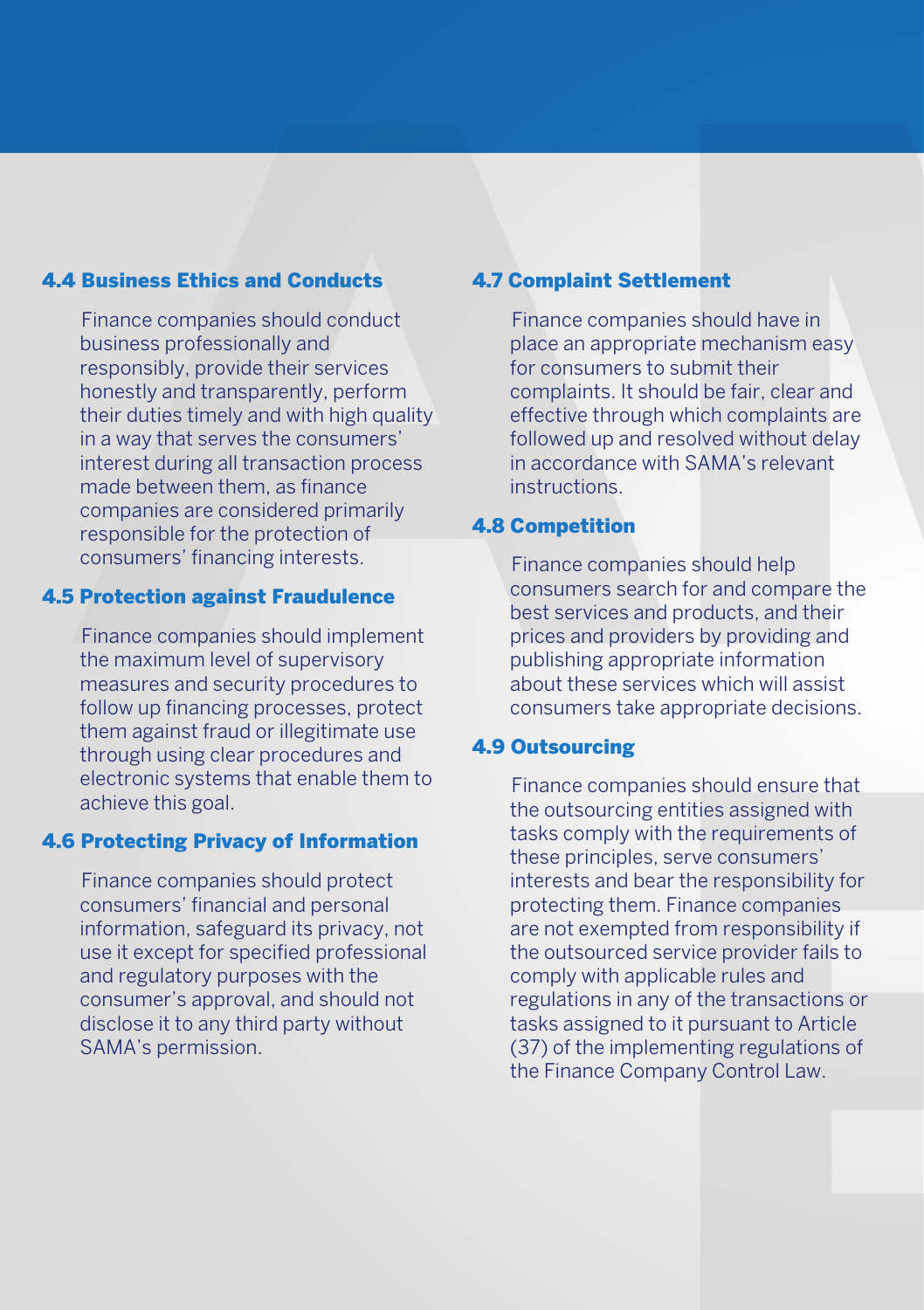### 4.4 Business Ethics and Conducts

Finance companies should conduct business professionally and responsibly, provide their services honestly and transparently, perform their duties timely and with high quality in a way that serves the consumers' interest during all transaction process made between them, as finance companies are considered primarily responsible for the protection of consumers' financing interests.

### 4.5 Protection against Fraudulence

Finance companies should implement the maximum level of supervisory measures and security procedures to follow up financing processes, protect them against fraud or illegitimate use through using clear procedures and electronic systems that enable them to achieve this goal.

### 4.6 Protecting Privacy of Information

Finance companies should protect consumers' financial and personal information, safeguard its privacy, not use it except for specified professional and regulatory purposes with the consumer's approval, and should not disclose it to any third party without SAMA's permission.

### 4.7 Complaint Settlement

Finance companies should have in place an appropriate mechanism easy for consumers to submit their complaints. It should be fair, clear and effective through which complaints are followed up and resolved without delay in accordance with SAMA's relevant instructions.

### 4.8 Competition

Finance companies should help consumers search for and compare the best services and products, and their prices and providers by providing and publishing appropriate information about these services which will assist consumers take appropriate decisions.

### 4.9 Outsourcing

Finance companies should ensure that the outsourcing entities assigned with tasks comply with the requirements of these principles, serve consumers' interests and bear the responsibility for protecting them. Finance companies are not exempted from responsibility if the outsourced service provider fails to comply with applicable rules and regulations in any of the transactions or tasks assigned to it pursuant to Article (37) of the implementing regulations of the Finance Company Control Law.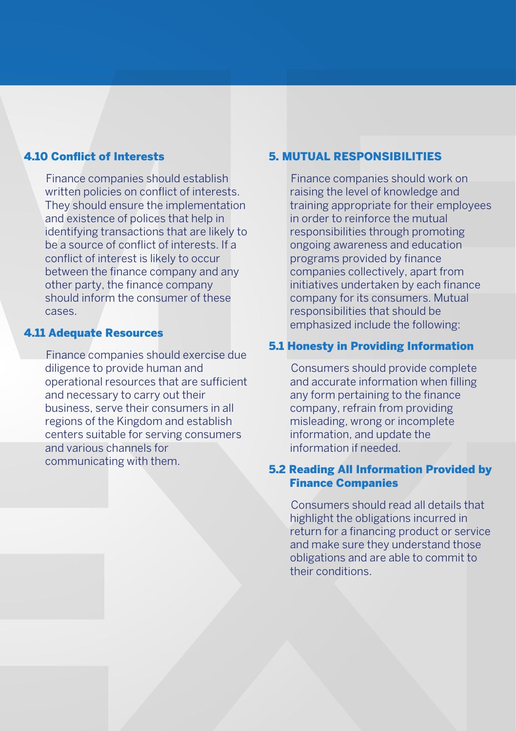### 4.10 Conflict of Interests

Finance companies should establish written policies on conflict of interests. They should ensure the implementation and existence of polices that help in identifying transactions that are likely to be a source of conflict of interests. If a conflict of interest is likely to occur between the finance company and any other party, the finance company should inform the consumer of these cases.

### 4.11 Adequate Resources

Finance companies should exercise due diligence to provide human and operational resources that are sufficient and necessary to carry out their business, serve their consumers in all regions of the Kingdom and establish centers suitable for serving consumers and various channels for communicating with them.

## 5. MUTUAL RESPONSIBILITIES

Finance companies should work on raising the level of knowledge and training appropriate for their employees in order to reinforce the mutual responsibilities through promoting ongoing awareness and education programs provided by finance companies collectively, apart from initiatives undertaken by each finance company for its consumers. Mutual responsibilities that should be emphasized include the following:

### 5.1 Honesty in Providing Information

Consumers should provide complete and accurate information when filling any form pertaining to the finance company, refrain from providing misleading, wrong or incomplete information, and update the information if needed.

### 5.2 Reading All Information Provided by Finance Companies

Consumers should read all details that highlight the obligations incurred in return for a financing product or service and make sure they understand those obligations and are able to commit to their conditions.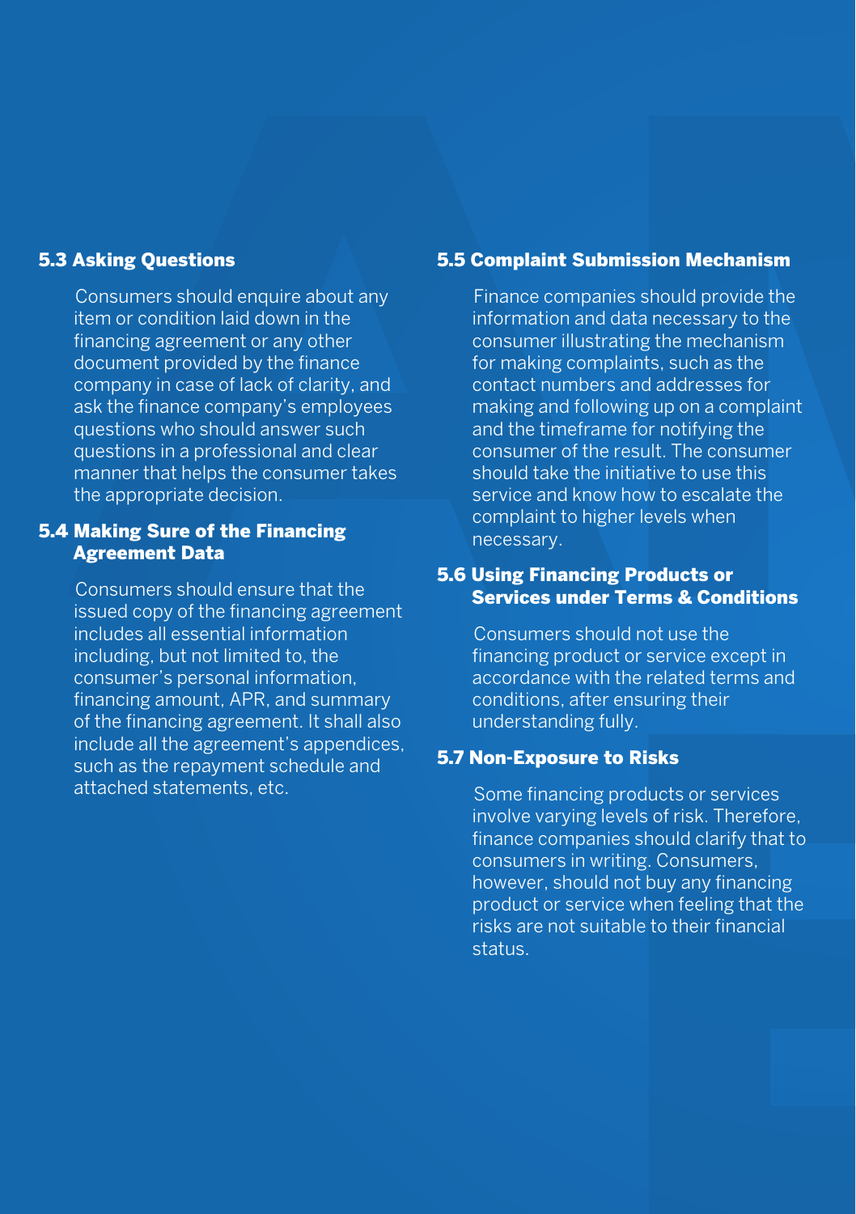### 5.3 Asking Questions

Consumers should enquire about any item or condition laid down in the financing agreement or any other document provided by the finance company in case of lack of clarity, and ask the finance company's employees questions who should answer such questions in a professional and clear manner that helps the consumer takes the appropriate decision.

### 5.4 Making Sure of the Financing Agreement Data

Consumers should ensure that the issued copy of the financing agreement includes all essential information including, but not limited to, the consumer's personal information, financing amount, APR, and summary of the financing agreement. It shall also include all the agreement's appendices, such as the repayment schedule and attached statements, etc.

### 5.5 Complaint Submission Mechanism

Finance companies should provide the information and data necessary to the consumer illustrating the mechanism for making complaints, such as the contact numbers and addresses for making and following up on a complaint and the timeframe for notifying the consumer of the result. The consumer should take the initiative to use this service and know how to escalate the complaint to higher levels when necessary.

### 5.6 Using Financing Products or Services under Terms & Conditions

Consumers should not use the financing product or service except in accordance with the related terms and conditions, after ensuring their understanding fully.

### 5.7 Non-Exposure to Risks

Some financing products or services involve varying levels of risk. Therefore, finance companies should clarify that to consumers in writing. Consumers, however, should not buy any financing product or service when feeling that the risks are not suitable to their financial status.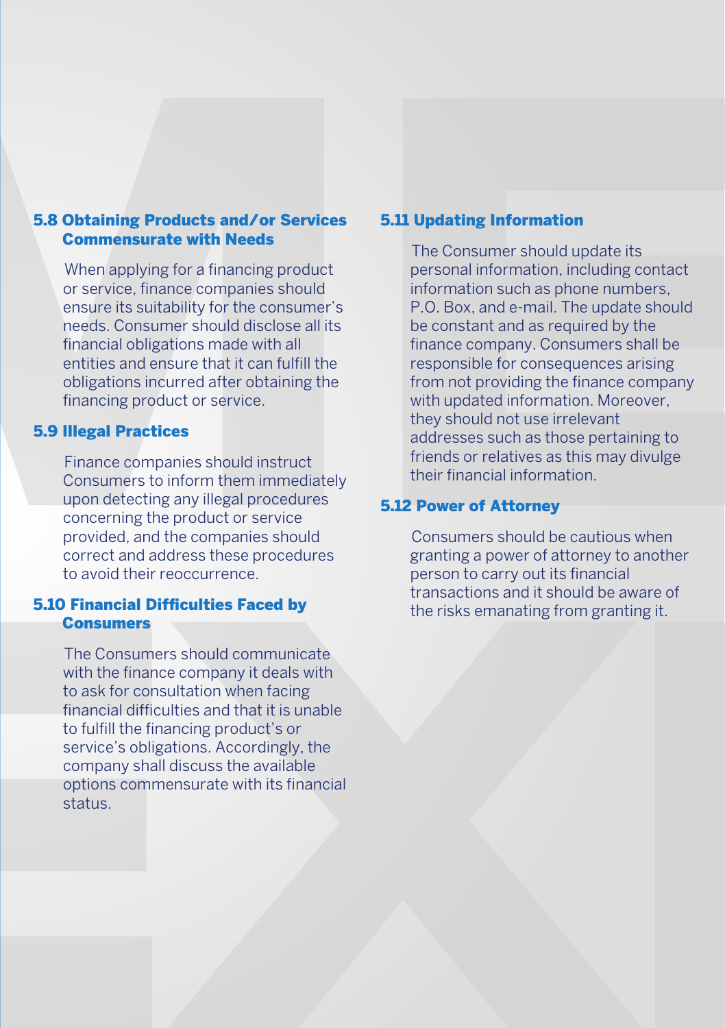### 5.8 Obtaining Products and/or Services Commensurate with Needs

When applying for a financing product or service, finance companies should ensure its suitability for the consumer's needs. Consumer should disclose all its financial obligations made with all entities and ensure that it can fulfill the obligations incurred after obtaining the financing product or service.

### 5.9 Illegal Practices

Finance companies should instruct Consumers to inform them immediately upon detecting any illegal procedures concerning the product or service provided, and the companies should correct and address these procedures to avoid their reoccurrence.

### 5.10 Financial Difficulties Faced by Consumers

The Consumers should communicate with the finance company it deals with to ask for consultation when facing financial difficulties and that it is unable to fulfill the financing product's or service's obligations. Accordingly, the company shall discuss the available options commensurate with its financial status.

### 5.11 Updating Information

The Consumer should update its personal information, including contact information such as phone numbers, P.O. Box, and e-mail. The update should be constant and as required by the finance company. Consumers shall be responsible for consequences arising from not providing the finance company with updated information. Moreover, they should not use irrelevant addresses such as those pertaining to friends or relatives as this may divulge their financial information.

### 5.12 Power of Attorney

Consumers should be cautious when granting a power of attorney to another person to carry out its financial transactions and it should be aware of the risks emanating from granting it.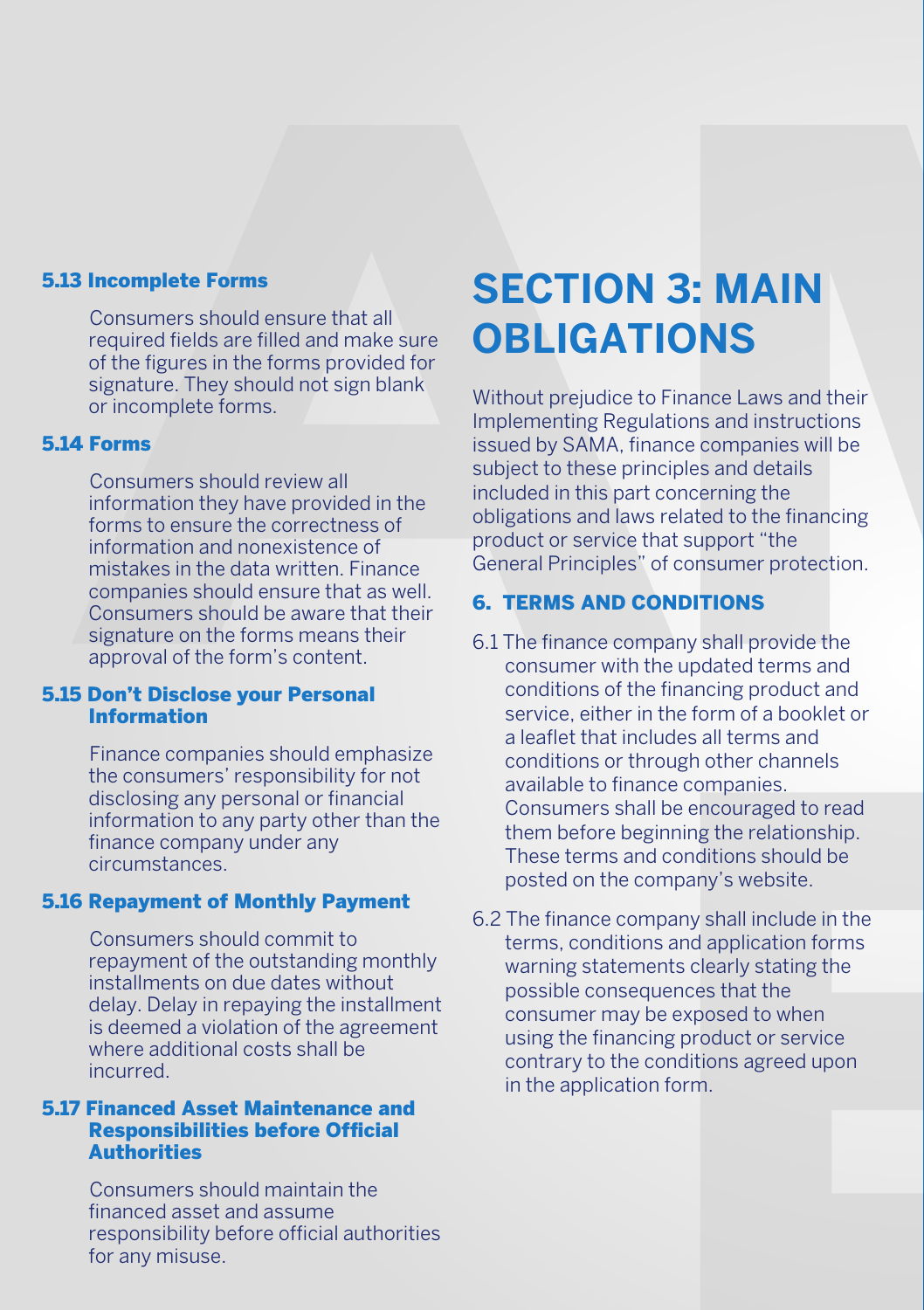### 5.13 Incomplete Forms

Consumers should ensure that all required fields are filled and make sure of the figures in the forms provided for signature. They should not sign blank or incomplete forms.

### 5.14 Forms

Consumers should review all information they have provided in the forms to ensure the correctness of information and nonexistence of mistakes in the data written. Finance companies should ensure that as well. Consumers should be aware that their signature on the forms means their approval of the form's content.

### 5.15 Don't Disclose your Personal Information

Finance companies should emphasize the consumers' responsibility for not disclosing any personal or financial information to any party other than the finance company under any circumstances.

### 5.16 Repayment of Monthly Payment

Consumers should commit to repayment of the outstanding monthly installments on due dates without delay. Delay in repaying the installment is deemed a violation of the agreement where additional costs shall be incurred.

### 5.17 Financed Asset Maintenance and Responsibilities before Official Authorities

Consumers should maintain the financed asset and assume responsibility before official authorities for any misuse.

# SECTION 3: MAIN OBLIGATIONS

Without prejudice to Finance Laws and their Implementing Regulations and instructions issued by SAMA, finance companies will be subject to these principles and details included in this part concerning the obligations and laws related to the financing product or service that support "the General Principles" of consumer protection.

## 6. TERMS AND CONDITIONS

6.1 The finance company shall provide the consumer with the updated terms and conditions of the financing product and service, either in the form of a booklet or a leaflet that includes all terms and conditions or through other channels available to finance companies. Consumers shall be encouraged to read them before beginning the relationship. These terms and conditions should be posted on the company's website.

6.2 The finance company shall include in the terms, conditions and application forms warning statements clearly stating the possible consequences that the consumer may be exposed to when using the financing product or service contrary to the conditions agreed upon in the application form.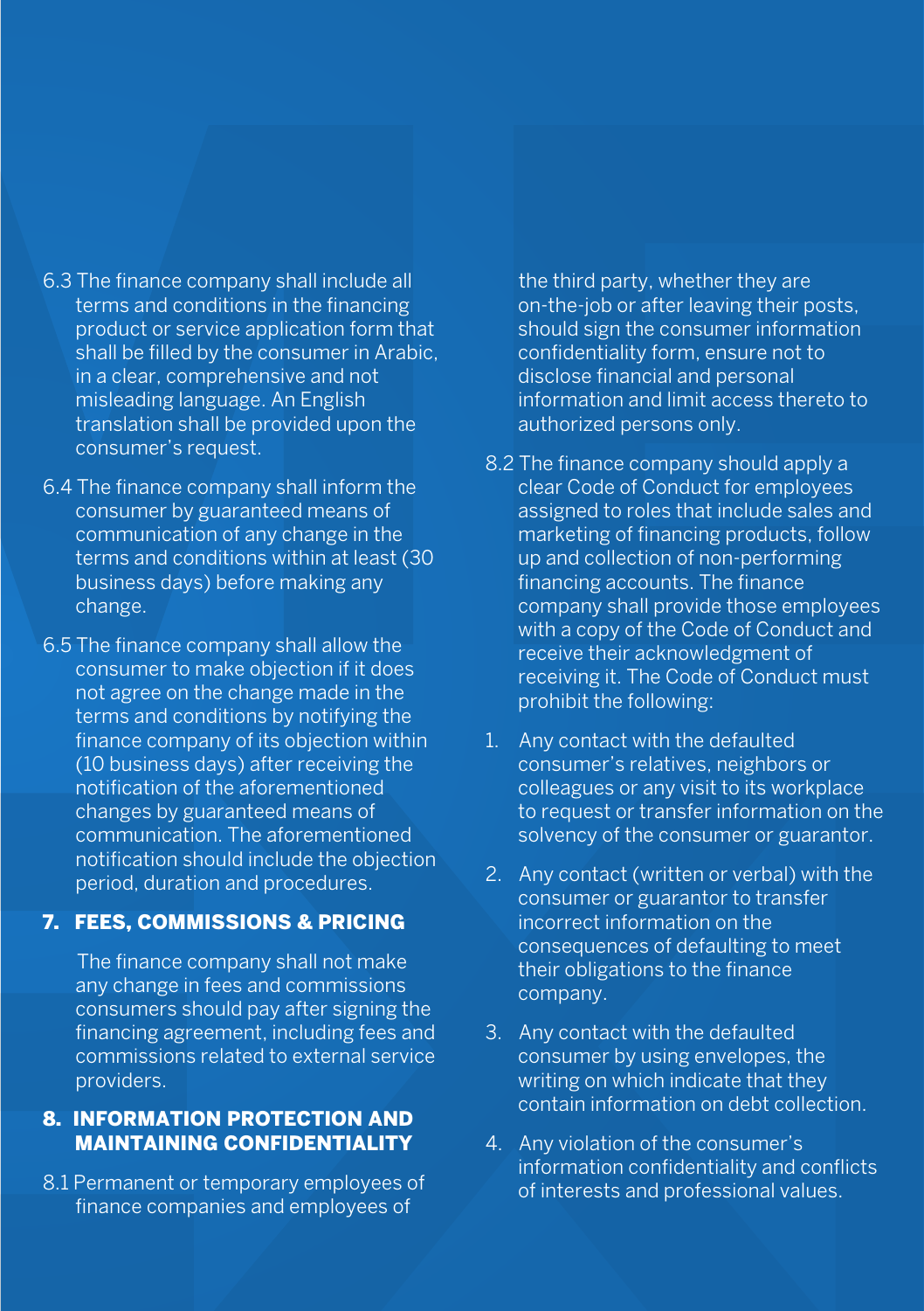6.3 The finance company shall include all terms and conditions in the financing product or service application form that shall be filled by the consumer in Arabic, in a clear, comprehensive and not misleading language. An English translation shall be provided upon the consumer's request.

6.4 The finance company shall inform the consumer by guaranteed means of communication of any change in the terms and conditions within at least (30 business days) before making any change.

6.5 The finance company shall allow the consumer to make objection if it does not agree on the change made in the terms and conditions by notifying the finance company of its objection within (10 business days) after receiving the notification of the aforementioned changes by guaranteed means of communication. The aforementioned notification should include the objection period, duration and procedures.

## 7. FEES, COMMISSIONS & PRICING

The finance company shall not make any change in fees and commissions consumers should pay after signing the financing agreement, including fees and commissions related to external service providers.

## 8. INFORMATION PROTECTION AND MAINTAINING CONFIDENTIALITY

8.1 Permanent or temporary employees of finance companies and employees of the third party, whether they are on-the-job or after leaving their posts, should sign the consumer information confidentiality form, ensure not to disclose financial and personal information and limit access thereto to authorized persons only.

8.2 The finance company should apply a clear Code of Conduct for employees assigned to roles that include sales and marketing of financing products, follow up and collection of non-performing financing accounts. The finance company shall provide those employees with a copy of the Code of Conduct and receive their acknowledgment of receiving it. The Code of Conduct must prohibit the following:

1. Any contact with the defaulted consumer's relatives, neighbors or colleagues or any visit to its workplace to request or transfer information on the solvency of the consumer or guarantor.
2. Any contact (written or verbal) with the consumer or guarantor to transfer incorrect information on the consequences of defaulting to meet their obligations to the finance company.
3. Any contact with the defaulted consumer by using envelopes, the writing on which indicate that they contain information on debt collection.
4. Any violation of the consumer's information confidentiality and conflicts of interests and professional values.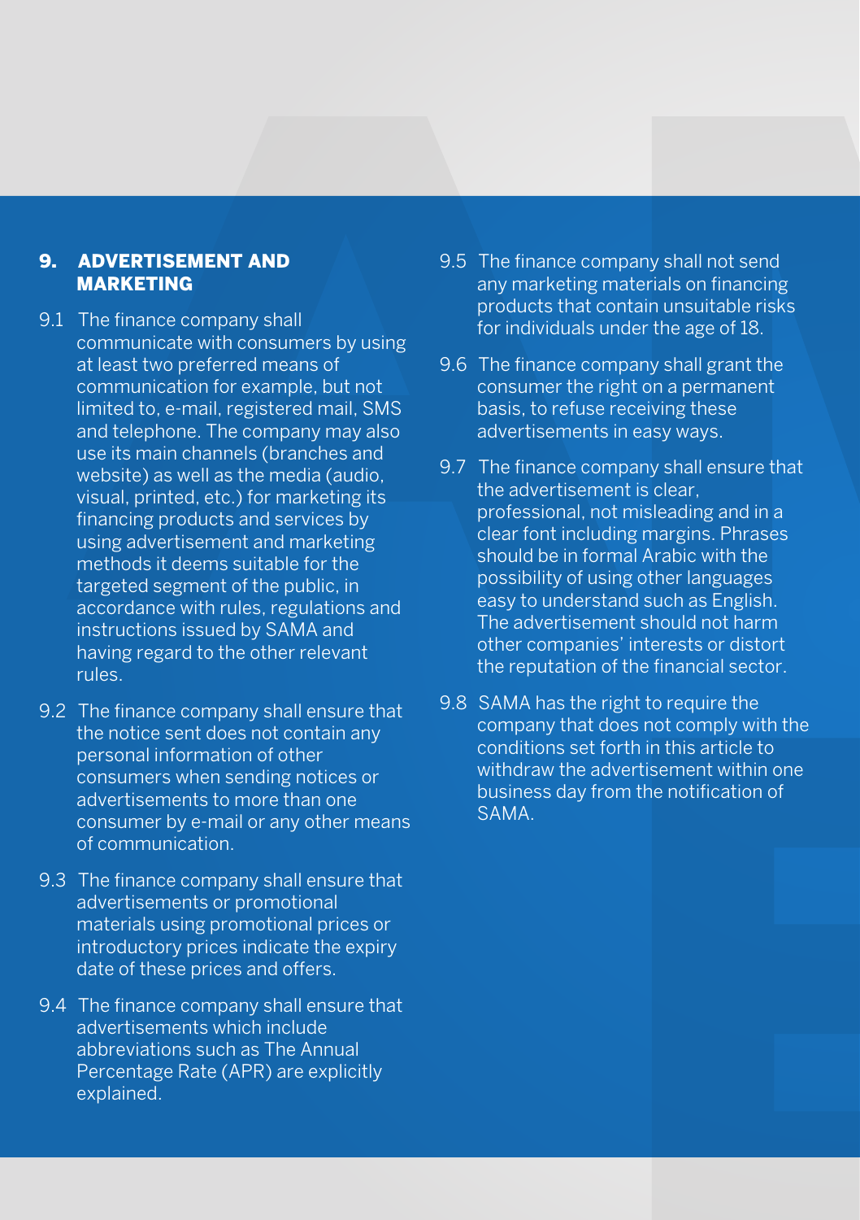## 9. ADVERTISEMENT AND MARKETING

9.1 The finance company shall communicate with consumers by using at least two preferred means of communication for example, but not limited to, e-mail, registered mail, SMS and telephone. The company may also use its main channels (branches and website) as well as the media (audio, visual, printed, etc.) for marketing its financing products and services by using advertisement and marketing methods it deems suitable for the targeted segment of the public, in accordance with rules, regulations and instructions issued by SAMA and having regard to the other relevant rules.

9.2 The finance company shall ensure that the notice sent does not contain any personal information of other consumers when sending notices or advertisements to more than one consumer by e-mail or any other means of communication.

9.3 The finance company shall ensure that advertisements or promotional materials using promotional prices or introductory prices indicate the expiry date of these prices and offers.

9.4 The finance company shall ensure that advertisements which include abbreviations such as The Annual Percentage Rate (APR) are explicitly explained.

9.5 The finance company shall not send any marketing materials on financing products that contain unsuitable risks for individuals under the age of 18.

9.6 The finance company shall grant the consumer the right on a permanent basis, to refuse receiving these advertisements in easy ways.

9.7 The finance company shall ensure that the advertisement is clear, professional, not misleading and in a clear font including margins. Phrases should be in formal Arabic with the possibility of using other languages easy to understand such as English. The advertisement should not harm other companies' interests or distort the reputation of the financial sector.

9.8 SAMA has the right to require the company that does not comply with the conditions set forth in this article to withdraw the advertisement within one business day from the notification of SAMA.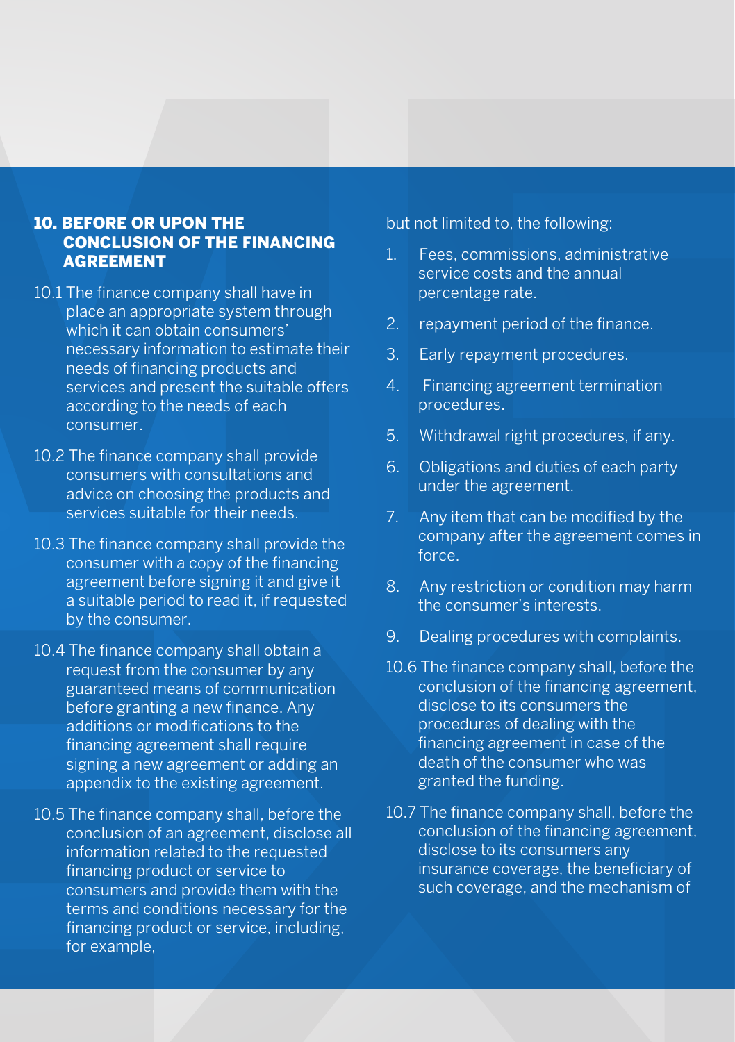## 10. BEFORE OR UPON THE CONCLUSION OF THE FINANCING AGREEMENT

10.1 The finance company shall have in place an appropriate system through which it can obtain consumers' necessary information to estimate their needs of financing products and services and present the suitable offers according to the needs of each consumer.

10.2 The finance company shall provide consumers with consultations and advice on choosing the products and services suitable for their needs.

10.3 The finance company shall provide the consumer with a copy of the financing agreement before signing it and give it a suitable period to read it, if requested by the consumer.

10.4 The finance company shall obtain a request from the consumer by any guaranteed means of communication before granting a new finance. Any additions or modifications to the financing agreement shall require signing a new agreement or adding an appendix to the existing agreement.

10.5 The finance company shall, before the conclusion of an agreement, disclose all information related to the requested financing product or service to consumers and provide them with the terms and conditions necessary for the financing product or service, including, for example, but not limited to, the following:

1. Fees, commissions, administrative service costs and the annual percentage rate.
2. repayment period of the finance.
3. Early repayment procedures.
4. Financing agreement termination procedures.
5. Withdrawal right procedures, if any.
6. Obligations and duties of each party under the agreement.
7. Any item that can be modified by the company after the agreement comes in force.
8. Any restriction or condition may harm the consumer's interests.
9. Dealing procedures with complaints.

10.6 The finance company shall, before the conclusion of the financing agreement, disclose to its consumers the procedures of dealing with the financing agreement in case of the death of the consumer who was granted the funding.

10.7 The finance company shall, before the conclusion of the financing agreement, disclose to its consumers any insurance coverage, the beneficiary of such coverage, and the mechanism of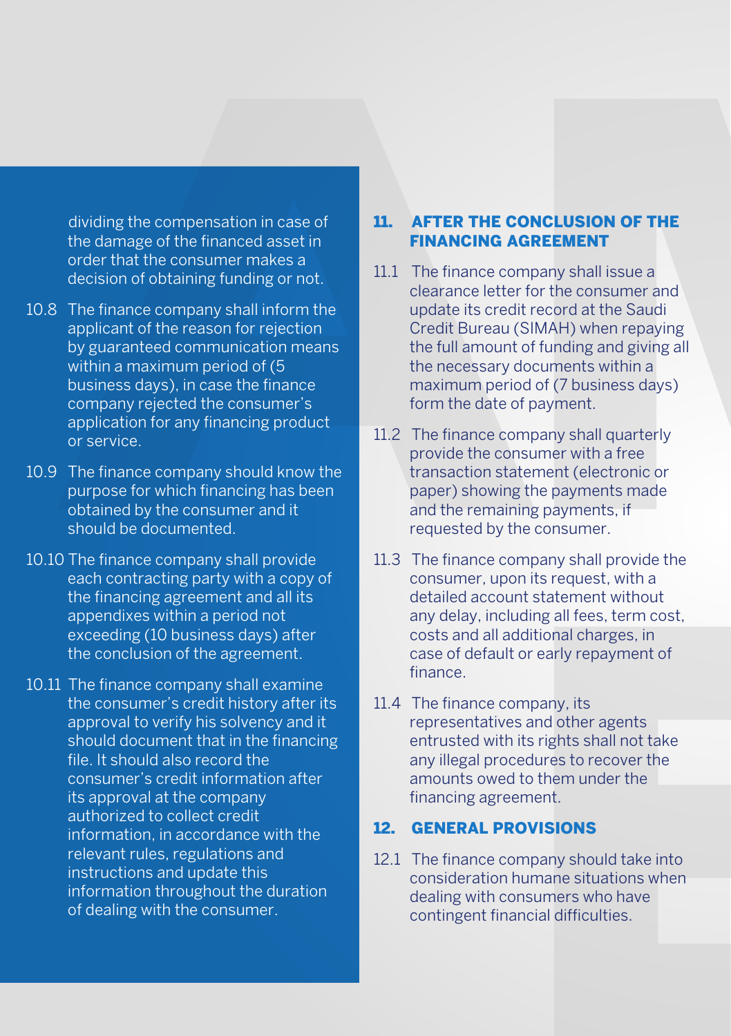dividing the compensation in case of the damage of the financed asset in order that the consumer makes a decision of obtaining funding or not.

10.8 The finance company shall inform the applicant of the reason for rejection by guaranteed communication means within a maximum period of (5 business days), in case the finance company rejected the consumer's application for any financing product or service.

10.9 The finance company should know the purpose for which financing has been obtained by the consumer and it should be documented.

10.10 The finance company shall provide each contracting party with a copy of the financing agreement and all its appendixes within a period not exceeding (10 business days) after the conclusion of the agreement.

10.11 The finance company shall examine the consumer's credit history after its approval to verify his solvency and it should document that in the financing file. It should also record the consumer's credit information after its approval at the company authorized to collect credit information, in accordance with the relevant rules, regulations and instructions and update this information throughout the duration of dealing with the consumer.

## 11. AFTER THE CONCLUSION OF THE FINANCING AGREEMENT

11.1 The finance company shall issue a clearance letter for the consumer and update its credit record at the Saudi Credit Bureau (SIMAH) when repaying the full amount of funding and giving all the necessary documents within a maximum period of (7 business days) form the date of payment.

11.2 The finance company shall quarterly provide the consumer with a free transaction statement (electronic or paper) showing the payments made and the remaining payments, if requested by the consumer.

11.3 The finance company shall provide the consumer, upon its request, with a detailed account statement without any delay, including all fees, term cost, costs and all additional charges, in case of default or early repayment of finance.

11.4 The finance company, its representatives and other agents entrusted with its rights shall not take any illegal procedures to recover the amounts owed to them under the financing agreement.

## 12. GENERAL PROVISIONS

12.1 The finance company should take into consideration humane situations when dealing with consumers who have contingent financial difficulties.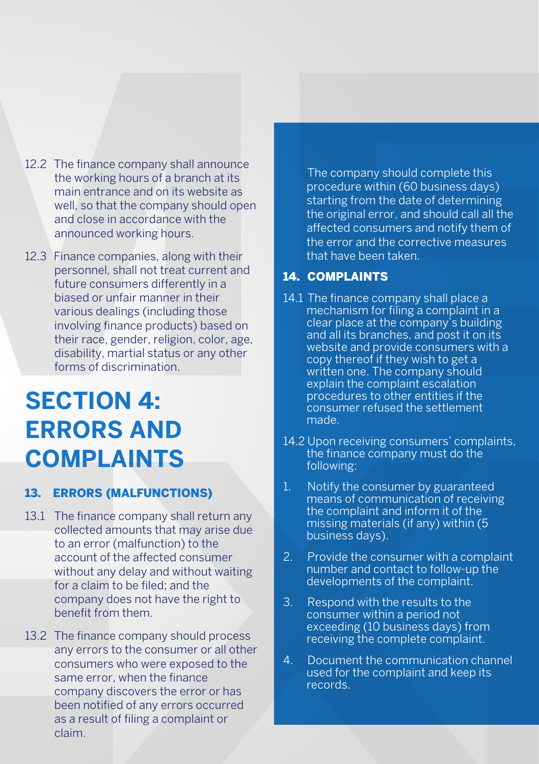12.2 The finance company shall announce the working hours of a branch at its main entrance and on its website as well, so that the company should open and close in accordance with the announced working hours.

12.3 Finance companies, along with their personnel, shall not treat current and future consumers differently in a biased or unfair manner in their various dealings (including those involving finance products) based on their race, gender, religion, color, age, disability, martial status or any other forms of discrimination.

# SECTION 4: ERRORS AND COMPLAINTS

## 13. ERRORS (MALFUNCTIONS)

13.1 The finance company shall return any collected amounts that may arise due to an error (malfunction) to the account of the affected consumer without any delay and without waiting for a claim to be filed; and the company does not have the right to benefit from them.

13.2 The finance company should process any errors to the consumer or all other consumers who were exposed to the same error, when the finance company discovers the error or has been notified of any errors occurred as a result of filing a complaint or claim.

The company should complete this procedure within (60 business days) starting from the date of determining the original error, and should call all the affected consumers and notify them of the error and the corrective measures that have been taken.

## 14. COMPLAINTS

14.1 The finance company shall place a mechanism for filing a complaint in a clear place at the company's building and all its branches, and post it on its website and provide consumers with a copy thereof if they wish to get a written one. The company should explain the complaint escalation procedures to other entities if the consumer refused the settlement made.

14.2 Upon receiving consumers' complaints, the finance company must do the following:

1. Notify the consumer by guaranteed means of communication of receiving the complaint and inform it of the missing materials (if any) within (5 business days).
2. Provide the consumer with a complaint number and contact to follow-up the developments of the complaint.
3. Respond with the results to the consumer within a period not exceeding (10 business days) from receiving the complete complaint.
4. Document the communication channel used for the complaint and keep its records.